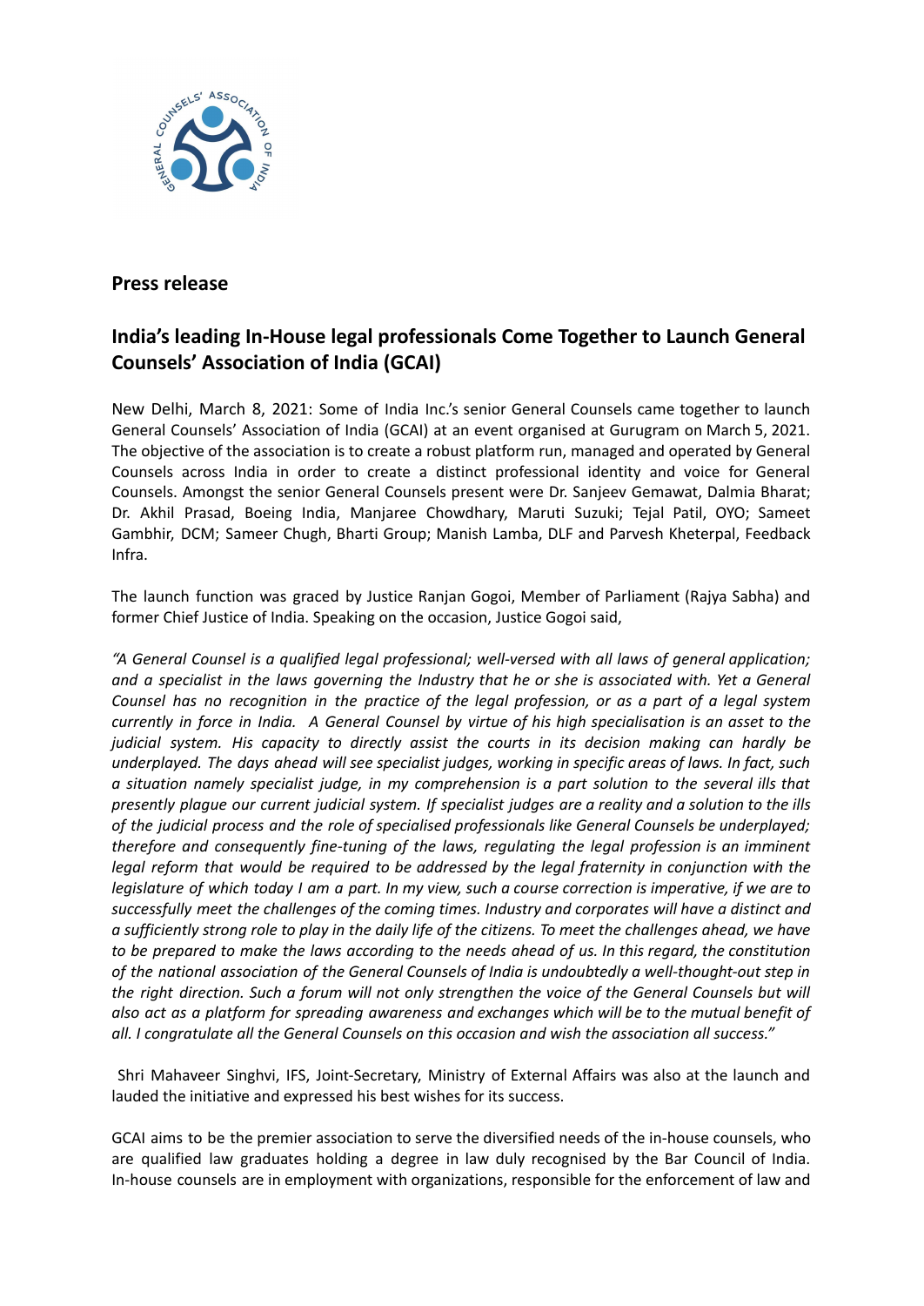## Press release

## India's leading In-House legal professionals Come Together to Launch General Counsels' Association of India (GCAI)

New Delhi, March 8, 2021: Some of India Inc.'s senior General Counsels came together to launch General Counsels' Association of India (GCAI) at an event organised at Gurugram on March 5, 2021. The objective of the association is to create a robust platform run, managed and operated by General Counsels across India in order to create a distinct professional identity and voice for General Counsels. Amongst the senior General Counsels present were Dr. Sanjeev Gemawat, Dalmia Bharat; Dr. Akhil Prasad, Boeing India, Manjaree Chowdhary, Maruti Suzuki; Tejal Patil, OYO; Sameet Gambhir, DCM; Sameer Chugh, Bharti Group; Manish Lamba, DLF and Parvesh Kheterpal, Feedback Infra.

The launch function was graced by Justice Ranjan Gogoi, Member of Parliament (Rajya Sabha) and former Chief Justice of India. Speaking on the occasion, Justice Gogoi said,

*"A General Counsel is a qualified legal professional; well-versed with all laws of general application; and a specialist in the laws governing the Industry that he or she is associated with. Yet a General Counsel has no recognition in the practice of the legal profession, or as a part of a legal system currently in force in India. A General Counsel by virtue of his high specialisation is an asset to the judicial system. His capacity to directly assist the courts in its decision making can hardly be underplayed. The days ahead will see specialist judges, working in specific areas of laws. In fact, such a situation namely specialist judge, in my comprehension is a part solution to the several ills that presently plague our current judicial system. If specialist judges are a reality and a solution to the ills of the judicial process and the role of specialised professionals like General Counsels be underplayed; therefore and consequently fine-tuning of the laws, regulating the legal profession is an imminent legal reform that would be required to be addressed by the legal fraternity in conjunction with the legislature of which today I am a part. In my view, such a course correction is imperative, if we are to successfully meet the challenges of the coming times. Industry and corporates will have a distinct and a sufficiently strong role to play in the daily life of the citizens. To meet the challenges ahead, we have to be prepared to make the laws according to the needs ahead of us. In this regard, the constitution of the national association of the General Counsels of India is undoubtedly a well-thought-out step in the right direction. Such a forum will not only strengthen the voice of the General Counsels but will also act as a platform for spreading awareness and exchanges which will be to the mutual benefit of all. I congratulate all the General Counsels on this occasion and wish the association all success."*

Shri Mahaveer Singhvi, IFS, Joint-Secretary, Ministry of External Affairs was also at the launch and lauded the initiative and expressed his best wishes for its success.

GCAI aims to be the premier association to serve the diversified needs of the in-house counsels, who are qualified law graduates holding a degree in law duly recognised by the Bar Council of India. In-house counsels are in employment with organizations, responsible for the enforcement of law and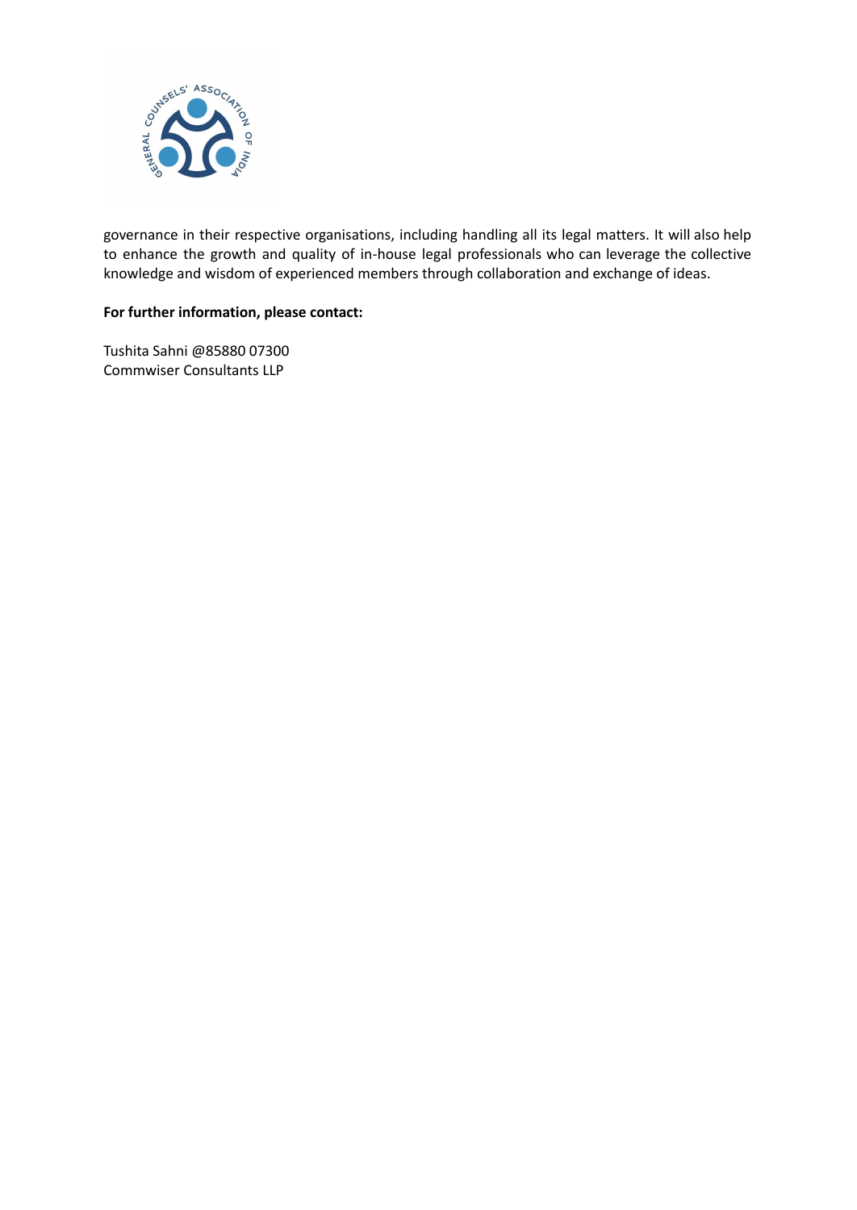governance in their respective organisations, including handling all its legal matters. It will also help to enhance the growth and quality of in-house legal professionals who can leverage the collective knowledge and wisdom of experienced members through collaboration and exchange of ideas.

**For further information, please contact:**

Tushita Sahni @85880 07300
Commwiser Consultants LLP